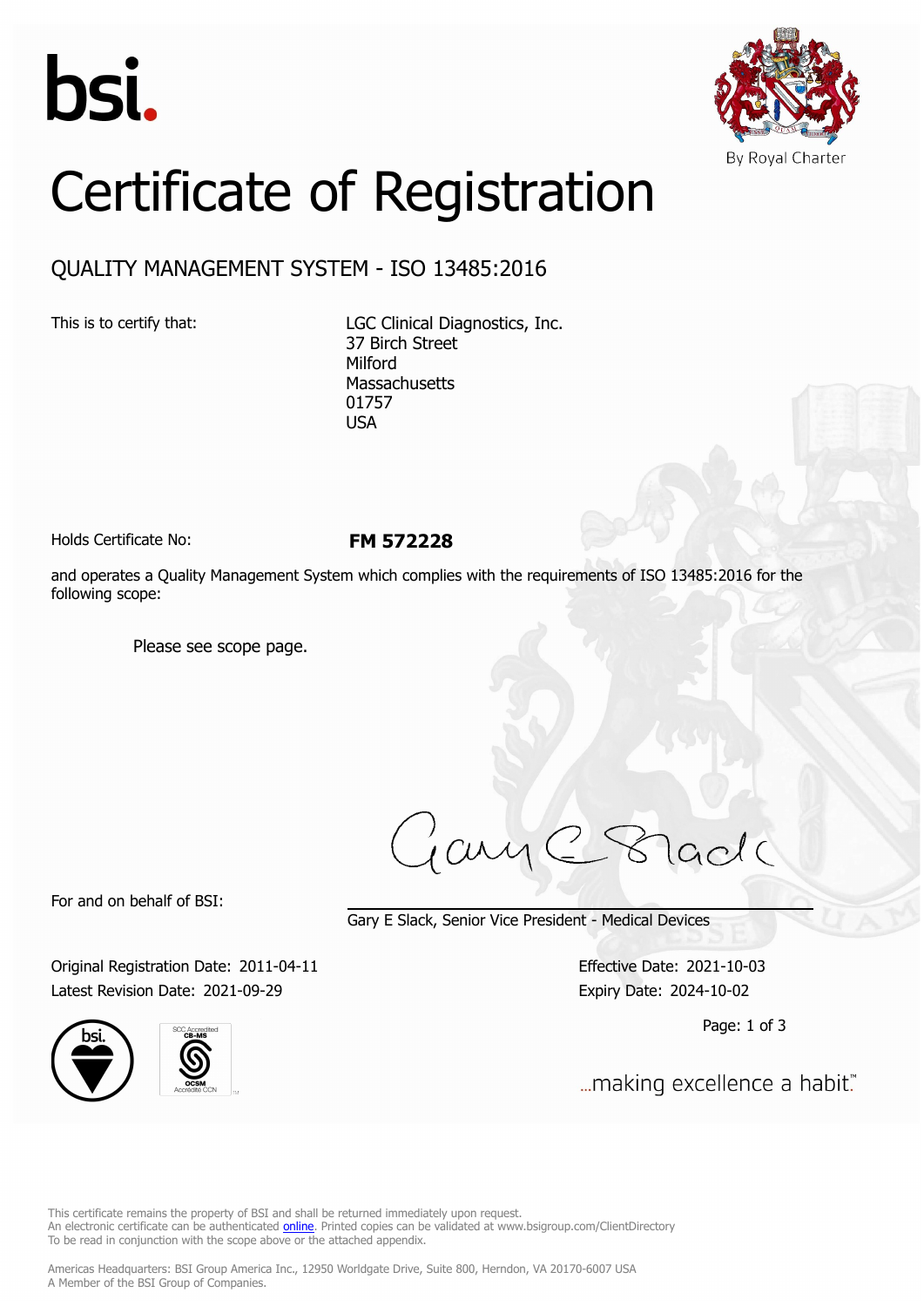bsi.

By Royal Charter

# Certificate of Registration

## QUALITY MANAGEMENT SYSTEM - ISO 13485:2016

This is to certify that:

LGC Clinical Diagnostics, Inc.
37 Birch Street
Milford
Massachusetts
01757
USA

Holds Certificate No: **FM 572228**

and operates a Quality Management System which complies with the requirements of ISO 13485:2016 for the following scope:

Please see scope page.

For and on behalf of BSI:

Gary E Slack, Senior Vice President - Medical Devices

Original Registration Date: 2021-04-11
Latest Revision Date: 2021-09-29

Effective Date: 2021-10-03
Expiry Date: 2024-10-02

...making excellence a habit.™

This certificate remains the property of BSI and shall be returned immediately upon request.
An electronic certificate can be authenticated online. Printed copies can be validated at www.bsigroup.com/ClientDirectory
To be read in conjunction with the scope above or the attached appendix.

Americas Headquarters: BSI Group America Inc., 12950 Worldgate Drive, Suite 800, Herndon, VA 20170-6007 USA
A Member of the BSI Group of Companies.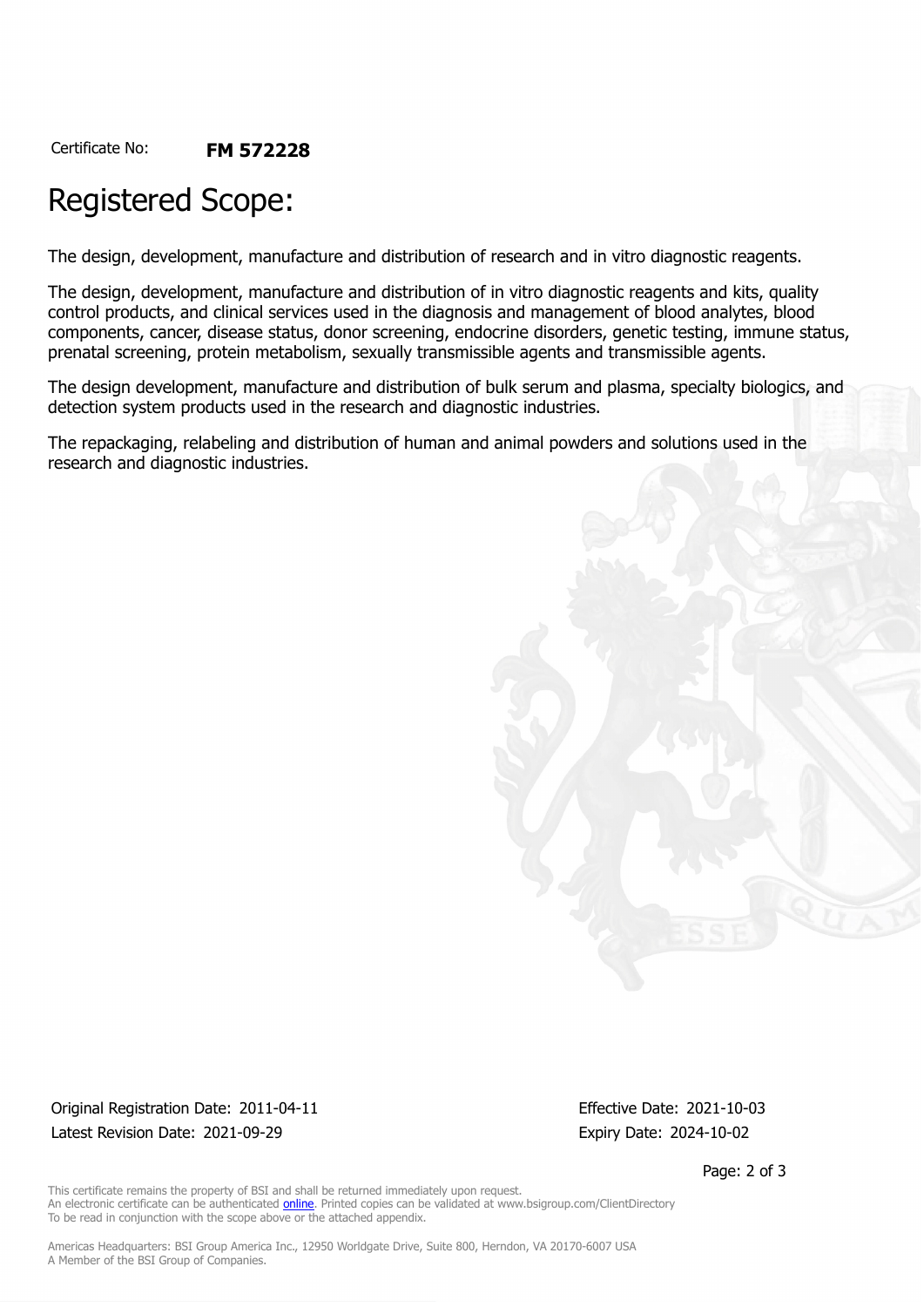Certificate No: **FM 572228**

# Registered Scope:

The design, development, manufacture and distribution of research and in vitro diagnostic reagents.

The design, development, manufacture and distribution of in vitro diagnostic reagents and kits, quality control products, and clinical services used in the diagnosis and management of blood analytes, blood components, cancer, disease status, donor screening, endocrine disorders, genetic testing, immune status, prenatal screening, protein metabolism, sexually transmissible agents and transmissible agents.

The design development, manufacture and distribution of bulk serum and plasma, specialty biologics, and detection system products used in the research and diagnostic industries.

The repackaging, relabeling and distribution of human and animal powders and solutions used in the research and diagnostic industries.

Original Registration Date: 2011-04-11

Latest Revision Date: 2021-09-29

Effective Date: 2021-10-03

Expiry Date: 2024-10-02

This certificate remains the property of BSI and shall be returned immediately upon request.
An electronic certificate can be authenticated online. Printed copies can be validated at www.bsigroup.com/ClientDirectory
To be read in conjunction with the scope above or the attached appendix.

Americas Headquarters: BSI Group America Inc., 12950 Worldgate Drive, Suite 800, Herndon, VA 20170-6007 USA
A Member of the BSI Group of Companies.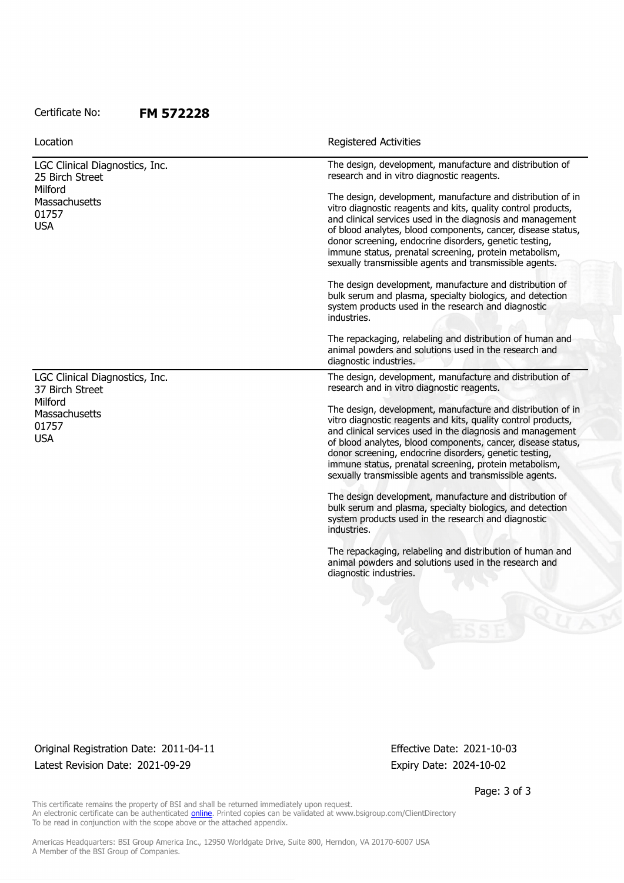Certificate No: **FM 572228**

| Location | Registered Activities |
| --- | --- |
| LGC Clinical Diagnostics, Inc.<br>25 Birch Street<br>Milford<br>Massachusetts<br>01757<br>USA | The design, development, manufacture and distribution of research and in vitro diagnostic reagents.<br><br>The design, development, manufacture and distribution of in vitro diagnostic reagents and kits, quality control products, and clinical services used in the diagnosis and management of blood analytes, blood components, cancer, disease status, donor screening, endocrine disorders, genetic testing, immune status, prenatal screening, protein metabolism, sexually transmissible agents and transmissible agents.<br><br>The design development, manufacture and distribution of bulk serum and plasma, specialty biologics, and detection system products used in the research and diagnostic industries.<br><br>The repackaging, relabeling and distribution of human and animal powders and solutions used in the research and diagnostic industries. |
| LGC Clinical Diagnostics, Inc.<br>37 Birch Street<br>Milford<br>Massachusetts<br>01757<br>USA | The design, development, manufacture and distribution of research and in vitro diagnostic reagents.<br><br>The design, development, manufacture and distribution of in vitro diagnostic reagents and kits, quality control products, and clinical services used in the diagnosis and management of blood analytes, blood components, cancer, disease status, donor screening, endocrine disorders, genetic testing, immune status, prenatal screening, protein metabolism, sexually transmissible agents and transmissible agents.<br><br>The design development, manufacture and distribution of bulk serum and plasma, specialty biologics, and detection system products used in the research and diagnostic industries.<br><br>The repackaging, relabeling and distribution of human and animal powders and solutions used in the research and diagnostic industries. |

Original Registration Date: 2011-04-11

Latest Revision Date: 2021-09-29

Effective Date: 2021-10-03

Expiry Date: 2024-10-02

This certificate remains the property of BSI and shall be returned immediately upon request.
An electronic certificate can be authenticated online. Printed copies can be validated at www.bsigroup.com/ClientDirectory
To be read in conjunction with the scope above or the attached appendix.

Americas Headquarters: BSI Group America Inc., 12950 Worldgate Drive, Suite 800, Herndon, VA 20170-6007 USA
A Member of the BSI Group of Companies.